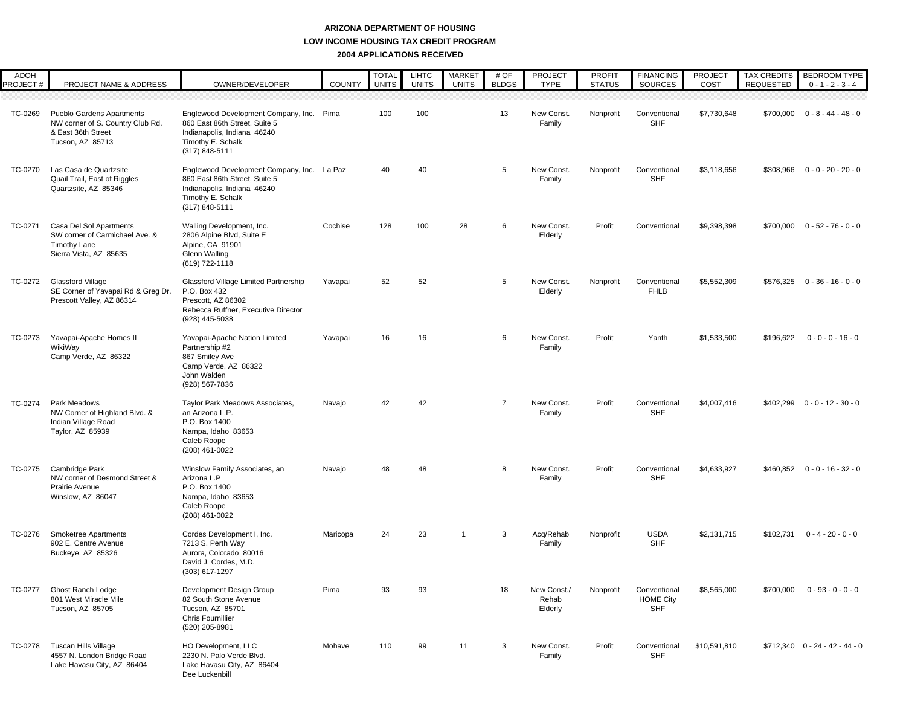# ARIZONA DEPARTMENT OF HOUSING
## LOW INCOME HOUSING TAX CREDIT PROGRAM
### 2004 APPLICATIONS RECEIVED

| ADOH PROJECT # | PROJECT NAME & ADDRESS | OWNER/DEVELOPER | COUNTY | TOTAL UNITS | LIHTC UNITS | MARKET UNITS | # OF BLDGS | PROJECT TYPE | PROFIT STATUS | FINANCING SOURCES | PROJECT COST | TAX CREDITS REQUESTED | BEDROOM TYPE 0 - 1 - 2 - 3 - 4 |
|---|---|---|---|---|---|---|---|---|---|---|---|---|---|
| TC-0269 | Pueblo Gardens Apartments NW corner of S. Country Club Rd. & East 36th Street Tucson, AZ 85713 | Englewood Development Company, Inc. 860 East 86th Street, Suite 5 Indianapolis, Indiana 46240 Timothy E. Schalk (317) 848-5111 | Pima | 100 | 100 | | 13 | New Const. Family | Nonprofit | Conventional SHF | $7,730,648 | $700,000 | 0 - 8 - 44 - 48 - 0 |
| TC-0270 | Las Casa de Quartzsite Quail Trail, East of Riggles Quartzsite, AZ 85346 | Englewood Development Company, Inc. 860 East 86th Street, Suite 5 Indianapolis, Indiana 46240 Timothy E. Schalk (317) 848-5111 | La Paz | 40 | 40 | | 5 | New Const. Family | Nonprofit | Conventional SHF | $3,118,656 | $308,966 | 0 - 0 - 20 - 20 - 0 |
| TC-0271 | Casa Del Sol Apartments SW corner of Carmichael Ave. & Timothy Lane Sierra Vista, AZ 85635 | Walling Development, Inc. 2806 Alpine Blvd, Suite E Alpine, CA 91901 Glenn Walling (619) 722-1118 | Cochise | 128 | 100 | 28 | 6 | New Const. Elderly | Profit | Conventional | $9,398,398 | $700,000 | 0 - 52 - 76 - 0 - 0 |
| TC-0272 | Glassford Village SE Corner of Yavapai Rd & Greg Dr. Prescott Valley, AZ 86314 | Glassford Village Limited Partnership P.O. Box 432 Prescott, AZ 86302 Rebecca Ruffner, Executive Director (928) 445-5038 | Yavapai | 52 | 52 | | 5 | New Const. Elderly | Nonprofit | Conventional FHLB | $5,552,309 | $576,325 | 0 - 36 - 16 - 0 - 0 |
| TC-0273 | Yavapai-Apache Homes II WikiWay Camp Verde, AZ 86322 | Yavapai-Apache Nation Limited Partnership #2 867 Smiley Ave Camp Verde, AZ 86322 John Walden (928) 567-7836 | Yavapai | 16 | 16 | | 6 | New Const. Family | Profit | Yanth | $1,533,500 | $196,622 | 0 - 0 - 0 - 16 - 0 |
| TC-0274 | Park Meadows NW Corner of Highland Blvd. & Indian Village Road Taylor, AZ 85939 | Taylor Park Meadows Associates, an Arizona L.P. P.O. Box 1400 Nampa, Idaho 83653 Caleb Roope (208) 461-0022 | Navajo | 42 | 42 | | 7 | New Const. Family | Profit | Conventional SHF | $4,007,416 | $402,299 | 0 - 0 - 12 - 30 - 0 |
| TC-0275 | Cambridge Park NW corner of Desmond Street & Prairie Avenue Winslow, AZ 86047 | Winslow Family Associates, an Arizona L.P P.O. Box 1400 Nampa, Idaho 83653 Caleb Roope (208) 461-0022 | Navajo | 48 | 48 | | 8 | New Const. Family | Profit | Conventional SHF | $4,633,927 | $460,852 | 0 - 0 - 16 - 32 - 0 |
| TC-0276 | Smoketree Apartments 902 E. Centre Avenue Buckeye, AZ 85326 | Cordes Development I, Inc. 7213 S. Perth Way Aurora, Colorado 80016 David J. Cordes, M.D. (303) 617-1297 | Maricopa | 24 | 23 | 1 | 3 | Acq/Rehab Family | Nonprofit | USDA SHF | $2,131,715 | $102,731 | 0 - 4 - 20 - 0 - 0 |
| TC-0277 | Ghost Ranch Lodge 801 West Miracle Mile Tucson, AZ 85705 | Development Design Group 82 South Stone Avenue Tucson, AZ 85701 Chris Fournillier (520) 205-8981 | Pima | 93 | 93 | | 18 | New Const./ Rehab Elderly | Nonprofit | Conventional HOME City SHF | $8,565,000 | $700,000 | 0 - 93 - 0 - 0 - 0 |
| TC-0278 | Tuscan Hills Village 4557 N. London Bridge Road Lake Havasu City, AZ 86404 | HO Development, LLC 2230 N. Palo Verde Blvd. Lake Havasu City, AZ 86404 Dee Luckenbill | Mohave | 110 | 99 | 11 | 3 | New Const. Family | Profit | Conventional SHF | $10,591,810 | $712,340 | 0 - 24 - 42 - 44 - 0 |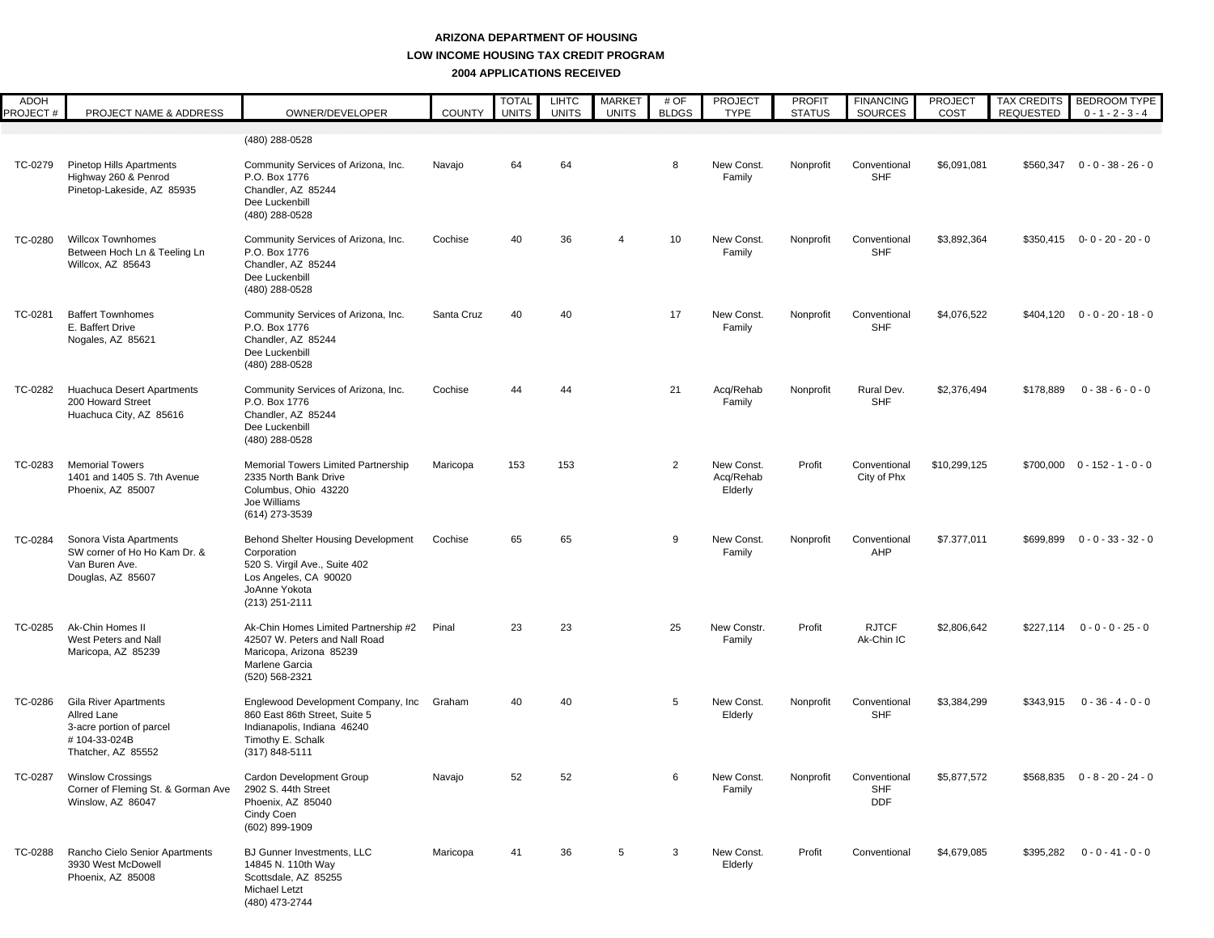**ARIZONA DEPARTMENT OF HOUSING**
**LOW INCOME HOUSING TAX CREDIT PROGRAM**
**2004 APPLICATIONS RECEIVED**

| ADOH PROJECT # | PROJECT NAME & ADDRESS | OWNER/DEVELOPER | COUNTY | TOTAL UNITS | LIHTC UNITS | MARKET UNITS | # OF BLDGS | PROJECT TYPE | PROFIT STATUS | FINANCING SOURCES | PROJECT COST | TAX CREDITS REQUESTED | BEDROOM TYPE 0 - 1 - 2 - 3 - 4 |
|---|---|---|---|---|---|---|---|---|---|---|---|---|---|
| | | (480) 288-0528 | | | | | | | | | | | |
| TC-0279 | Pinetop Hills Apartments<br>Highway 260 & Penrod<br>Pinetop-Lakeside, AZ 85935 | Community Services of Arizona, Inc.<br>P.O. Box 1776<br>Chandler, AZ 85244<br>Dee Luckenbill<br>(480) 288-0528 | Navajo | 64 | 64 | | 8 | New Const.<br>Family | Nonprofit | Conventional<br>SHF | $6,091,081 | $560,347 | 0 - 0 - 38 - 26 - 0 |
| TC-0280 | Willcox Townhomes<br>Between Hoch Ln & Teeling Ln<br>Willcox, AZ 85643 | Community Services of Arizona, Inc.<br>P.O. Box 1776<br>Chandler, AZ 85244<br>Dee Luckenbill<br>(480) 288-0528 | Cochise | 40 | 36 | 4 | 10 | New Const.<br>Family | Nonprofit | Conventional<br>SHF | $3,892,364 | $350,415 | 0- 0 - 20 - 20 - 0 |
| TC-0281 | Baffert Townhomes<br>E. Baffert Drive<br>Nogales, AZ 85621 | Community Services of Arizona, Inc.<br>P.O. Box 1776<br>Chandler, AZ 85244<br>Dee Luckenbill<br>(480) 288-0528 | Santa Cruz | 40 | 40 | | 17 | New Const.<br>Family | Nonprofit | Conventional<br>SHF | $4,076,522 | $404,120 | 0 - 0 - 20 - 18 - 0 |
| TC-0282 | Huachuca Desert Apartments<br>200 Howard Street<br>Huachuca City, AZ 85616 | Community Services of Arizona, Inc.<br>P.O. Box 1776<br>Chandler, AZ 85244<br>Dee Luckenbill<br>(480) 288-0528 | Cochise | 44 | 44 | | 21 | Acq/Rehab<br>Family | Nonprofit | Rural Dev.<br>SHF | $2,376,494 | $178,889 | 0 - 38 - 6 - 0 - 0 |
| TC-0283 | Memorial Towers<br>1401 and 1405 S. 7th Avenue<br>Phoenix, AZ 85007 | Memorial Towers Limited Partnership<br>2335 North Bank Drive<br>Columbus, Ohio 43220<br>Joe Williams<br>(614) 273-3539 | Maricopa | 153 | 153 | | 2 | New Const.<br>Acq/Rehab<br>Elderly | Profit | Conventional<br>City of Phx | $10,299,125 | $700,000 | 0 - 152 - 1 - 0 - 0 |
| TC-0284 | Sonora Vista Apartments<br>SW corner of Ho Ho Kam Dr. &<br>Van Buren Ave.<br>Douglas, AZ 85607 | Behond Shelter Housing Development Corporation<br>520 S. Virgil Ave., Suite 402<br>Los Angeles, CA 90020<br>JoAnne Yokota<br>(213) 251-2111 | Cochise | 65 | 65 | | 9 | New Const.<br>Family | Nonprofit | Conventional<br>AHP | $7.377,011 | $699,899 | 0 - 0 - 33 - 32 - 0 |
| TC-0285 | Ak-Chin Homes II<br>West Peters and Nall<br>Maricopa, AZ 85239 | Ak-Chin Homes Limited Partnership #2<br>42507 W. Peters and Nall Road<br>Maricopa, Arizona 85239<br>Marlene Garcia<br>(520) 568-2321 | Pinal | 23 | 23 | | 25 | New Constr.<br>Family | Profit | RJTCF<br>Ak-Chin IC | $2,806,642 | $227,114 | 0 - 0 - 0 - 25 - 0 |
| TC-0286 | Gila River Apartments<br>Allred Lane<br>3-acre portion of parcel<br># 104-33-024B<br>Thatcher, AZ 85552 | Englewood Development Company, Inc<br>860 East 86th Street, Suite 5<br>Indianapolis, Indiana 46240<br>Timothy E. Schalk<br>(317) 848-5111 | Graham | 40 | 40 | | 5 | New Const.<br>Elderly | Nonprofit | Conventional<br>SHF | $3,384,299 | $343,915 | 0 - 36 - 4 - 0 - 0 |
| TC-0287 | Winslow Crossings<br>Corner of Fleming St. & Gorman Ave<br>Winslow, AZ 86047 | Cardon Development Group<br>2902 S. 44th Street<br>Phoenix, AZ 85040<br>Cindy Coen<br>(602) 899-1909 | Navajo | 52 | 52 | | 6 | New Const.<br>Family | Nonprofit | Conventional<br>SHF<br>DDF | $5,877,572 | $568,835 | 0 - 8 - 20 - 24 - 0 |
| TC-0288 | Rancho Cielo Senior Apartments<br>3930 West McDowell<br>Phoenix, AZ 85008 | BJ Gunner Investments, LLC<br>14845 N. 110th Way<br>Scottsdale, AZ 85255<br>Michael Letzt<br>(480) 473-2744 | Maricopa | 41 | 36 | 5 | 3 | New Const.<br>Elderly | Profit | Conventional | $4,679,085 | $395,282 | 0 - 0 - 41 - 0 - 0 |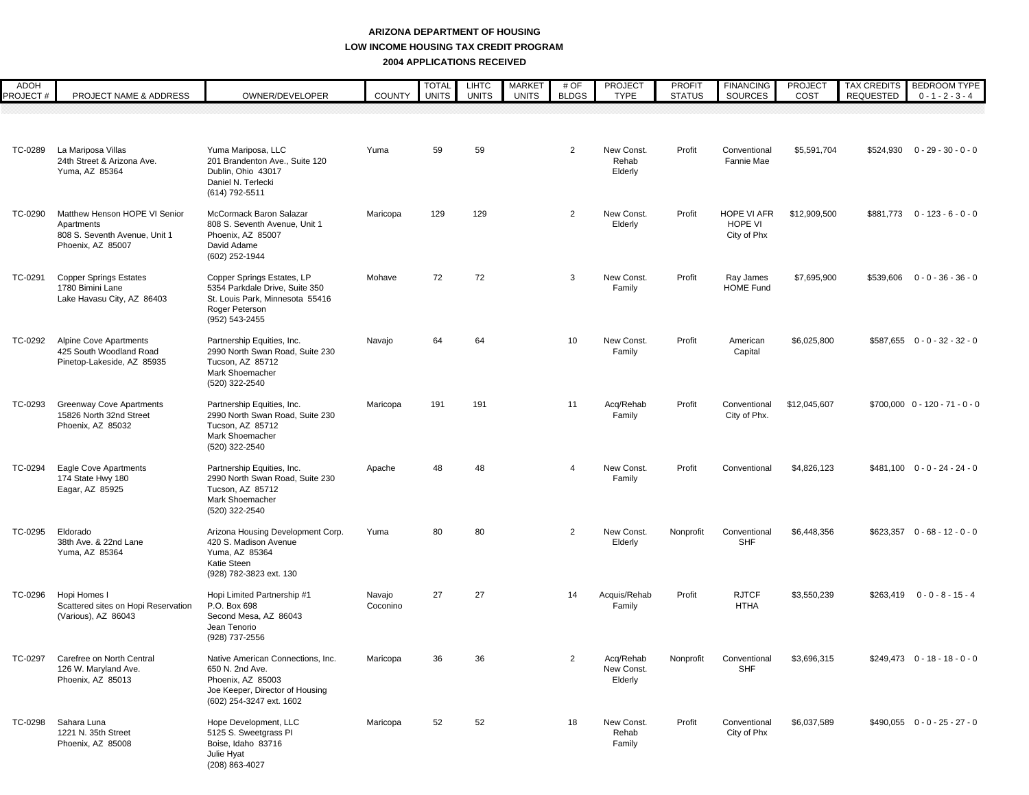**ARIZONA DEPARTMENT OF HOUSING**
**LOW INCOME HOUSING TAX CREDIT PROGRAM**
**2004 APPLICATIONS RECEIVED**

| ADOH PROJECT # | PROJECT NAME & ADDRESS | OWNER/DEVELOPER | COUNTY | TOTAL UNITS | LIHTC UNITS | MARKET UNITS | # OF BLDGS | PROJECT TYPE | PROFIT STATUS | FINANCING SOURCES | PROJECT COST | TAX CREDITS REQUESTED | BEDROOM TYPE 0 - 1 - 2 - 3 - 4 |
|---|---|---|---|---|---|---|---|---|---|---|---|---|---|
| TC-0289 | La Mariposa Villas<br>24th Street & Arizona Ave.<br>Yuma, AZ 85364 | Yuma Mariposa, LLC<br>201 Brandenton Ave., Suite 120<br>Dublin, Ohio 43017<br>Daniel N. Terlecki<br>(614) 792-5511 | Yuma | 59 | 59 | | 2 | New Const.<br>Rehab<br>Elderly | Profit | Conventional<br>Fannie Mae | $5,591,704 | $524,930 | 0 - 29 - 30 - 0 - 0 |
| TC-0290 | Matthew Henson HOPE VI Senior Apartments<br>808 S. Seventh Avenue, Unit 1<br>Phoenix, AZ 85007 | McCormack Baron Salazar<br>808 S. Seventh Avenue, Unit 1<br>Phoenix, AZ 85007<br>David Adame<br>(602) 252-1944 | Maricopa | 129 | 129 | | 2 | New Const.<br>Elderly | Profit | HOPE VI AFR<br>HOPE VI<br>City of Phx | $12,909,500 | $881,773 | 0 - 123 - 6 - 0 - 0 |
| TC-0291 | Copper Springs Estates<br>1780 Bimini Lane<br>Lake Havasu City, AZ 86403 | Copper Springs Estates, LP<br>5354 Parkdale Drive, Suite 350<br>St. Louis Park, Minnesota 55416<br>Roger Peterson<br>(952) 543-2455 | Mohave | 72 | 72 | | 3 | New Const.<br>Family | Profit | Ray James<br>HOME Fund | $7,695,900 | $539,606 | 0 - 0 - 36 - 36 - 0 |
| TC-0292 | Alpine Cove Apartments<br>425 South Woodland Road<br>Pinetop-Lakeside, AZ 85935 | Partnership Equities, Inc.<br>2990 North Swan Road, Suite 230<br>Tucson, AZ 85712<br>Mark Shoemacher<br>(520) 322-2540 | Navajo | 64 | 64 | | 10 | New Const.<br>Family | Profit | American<br>Capital | $6,025,800 | $587,655 | 0 - 0 - 32 - 32 - 0 |
| TC-0293 | Greenway Cove Apartments<br>15826 North 32nd Street<br>Phoenix, AZ 85032 | Partnership Equities, Inc.<br>2990 North Swan Road, Suite 230<br>Tucson, AZ 85712<br>Mark Shoemacher<br>(520) 322-2540 | Maricopa | 191 | 191 | | 11 | Acq/Rehab<br>Family | Profit | Conventional<br>City of Phx. | $12,045,607 | $700,000 | 0 - 120 - 71 - 0 - 0 |
| TC-0294 | Eagle Cove Apartments<br>174 State Hwy 180<br>Eagar, AZ 85925 | Partnership Equities, Inc.<br>2990 North Swan Road, Suite 230<br>Tucson, AZ 85712<br>Mark Shoemacher<br>(520) 322-2540 | Apache | 48 | 48 | | 4 | New Const.<br>Family | Profit | Conventional | $4,826,123 | $481,100 | 0 - 0 - 24 - 24 - 0 |
| TC-0295 | Eldorado<br>38th Ave. & 22nd Lane<br>Yuma, AZ 85364 | Arizona Housing Development Corp.<br>420 S. Madison Avenue<br>Yuma, AZ 85364<br>Katie Steen<br>(928) 782-3823 ext. 130 | Yuma | 80 | 80 | | 2 | New Const.<br>Elderly | Nonprofit | Conventional<br>SHF | $6,448,356 | $623,357 | 0 - 68 - 12 - 0 - 0 |
| TC-0296 | Hopi Homes I<br>Scattered sites on Hopi Reservation<br>(Various), AZ 86043 | Hopi Limited Partnership #1<br>P.O. Box 698<br>Second Mesa, AZ 86043<br>Jean Tenorio<br>(928) 737-2556 | Navajo<br>Coconino | 27 | 27 | | 14 | Acquis/Rehab<br>Family | Profit | RJTCF<br>HTHA | $3,550,239 | $263,419 | 0 - 0 - 8 - 15 - 4 |
| TC-0297 | Carefree on North Central<br>126 W. Maryland Ave.<br>Phoenix, AZ 85013 | Native American Connections, Inc.<br>650 N. 2nd Ave.<br>Phoenix, AZ 85003<br>Joe Keeper, Director of Housing<br>(602) 254-3247 ext. 1602 | Maricopa | 36 | 36 | | 2 | Acq/Rehab<br>New Const.<br>Elderly | Nonprofit | Conventional<br>SHF | $3,696,315 | $249,473 | 0 - 18 - 18 - 0 - 0 |
| TC-0298 | Sahara Luna<br>1221 N. 35th Street<br>Phoenix, AZ 85008 | Hope Development, LLC<br>5125 S. Sweetgrass Pl<br>Boise, Idaho 83716<br>Julie Hyat<br>(208) 863-4027 | Maricopa | 52 | 52 | | 18 | New Const.<br>Rehab<br>Family | Profit | Conventional<br>City of Phx | $6,037,589 | $490,055 | 0 - 0 - 25 - 27 - 0 |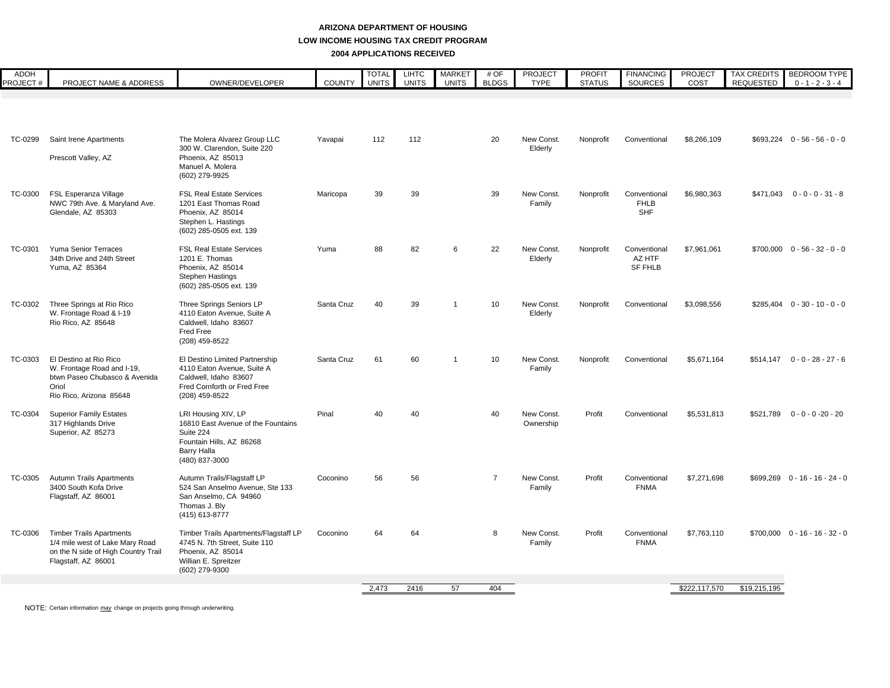**ARIZONA DEPARTMENT OF HOUSING**
**LOW INCOME HOUSING TAX CREDIT PROGRAM**
**2004 APPLICATIONS RECEIVED**

| ADOH PROJECT # | PROJECT NAME & ADDRESS | OWNER/DEVELOPER | COUNTY | TOTAL UNITS | LIHTC UNITS | MARKET UNITS | # OF BLDGS | PROJECT TYPE | PROFIT STATUS | FINANCING SOURCES | PROJECT COST | TAX CREDITS REQUESTED | BEDROOM TYPE 0 - 1 - 2 - 3 - 4 |
|---|---|---|---|---|---|---|---|---|---|---|---|---|---|
| TC-0299 | Saint Irene Apartments<br>Prescott Valley, AZ | The Molera Alvarez Group LLC<br>300 W. Clarendon, Suite 220<br>Phoenix, AZ 85013<br>Manuel A. Molera<br>(602) 279-9925 | Yavapai | 112 | 112 | | 20 | New Const. Elderly | Nonprofit | Conventional | $8,266,109 | $693,224 | 0 - 56 - 56 - 0 - 0 |
| TC-0300 | FSL Esperanza Village<br>NWC 79th Ave. & Maryland Ave.<br>Glendale, AZ 85303 | FSL Real Estate Services<br>1201 East Thomas Road<br>Phoenix, AZ 85014<br>Stephen L. Hastings<br>(602) 285-0505 ext. 139 | Maricopa | 39 | 39 | | 39 | New Const. Family | Nonprofit | Conventional<br>FHLB<br>SHF | $6,980,363 | $471,043 | 0 - 0 - 0 - 31 - 8 |
| TC-0301 | Yuma Senior Terraces<br>34th Drive and 24th Street<br>Yuma, AZ 85364 | FSL Real Estate Services<br>1201 E. Thomas<br>Phoenix, AZ 85014<br>Stephen Hastings<br>(602) 285-0505 ext. 139 | Yuma | 88 | 82 | 6 | 22 | New Const. Elderly | Nonprofit | Conventional<br>AZ HTF<br>SF FHLB | $7,961,061 | $700,000 | 0 - 56 - 32 - 0 - 0 |
| TC-0302 | Three Springs at Rio Rico<br>W. Frontage Road & I-19<br>Rio Rico, AZ 85648 | Three Springs Seniors LP<br>4110 Eaton Avenue, Suite A<br>Caldwell, Idaho 83607<br>Fred Free<br>(208) 459-8522 | Santa Cruz | 40 | 39 | 1 | 10 | New Const. Elderly | Nonprofit | Conventional | $3,098,556 | $285,404 | 0 - 30 - 10 - 0 - 0 |
| TC-0303 | El Destino at Rio Rico<br>W. Frontage Road and I-19,<br>btwn Paseo Chubasco & Avenida Oriol<br>Rio Rico, Arizona 85648 | El Destino Limited Partnership<br>4110 Eaton Avenue, Suite A<br>Caldwell, Idaho 83607<br>Fred Cornforth or Fred Free<br>(208) 459-8522 | Santa Cruz | 61 | 60 | 1 | 10 | New Const. Family | Nonprofit | Conventional | $5,671,164 | $514,147 | 0 - 0 - 28 - 27 - 6 |
| TC-0304 | Superior Family Estates<br>317 Highlands Drive<br>Superior, AZ 85273 | LRI Housing XIV, LP<br>16810 East Avenue of the Fountains<br>Suite 224<br>Fountain Hills, AZ 86268<br>Barry Halla<br>(480) 837-3000 | Pinal | 40 | 40 | | 40 | New Const. Ownership | Profit | Conventional | $5,531,813 | $521,789 | 0 - 0 - 0 -20 - 20 |
| TC-0305 | Autumn Trails Apartments<br>3400 South Kofa Drive<br>Flagstaff, AZ 86001 | Autumn Trails/Flagstaff LP<br>524 San Anselmo Avenue, Ste 133<br>San Anselmo, CA 94960<br>Thomas J. Bly<br>(415) 613-8777 | Coconino | 56 | 56 | | 7 | New Const. Family | Profit | Conventional<br>FNMA | $7,271,698 | $699,269 | 0 - 16 - 16 - 24 - 0 |
| TC-0306 | Timber Trails Apartments<br>1/4 mile west of Lake Mary Road on the N side of High Country Trail<br>Flagstaff, AZ 86001 | Timber Trails Apartments/Flagstaff LP<br>4745 N. 7th Street, Suite 110<br>Phoenix, AZ 85014<br>Willian E. Spreitzer<br>(602) 279-9300 | Coconino | 64 | 64 | | 8 | New Const. Family | Profit | Conventional<br>FNMA | $7,763,110 | $700,000 | 0 - 16 - 16 - 32 - 0 |
| | | | | 2,473 | 2416 | 57 | 404 | | | | $222,117,570 | $19,215,195 | |

NOTE: Certain information *may* change on projects going through underwriting.